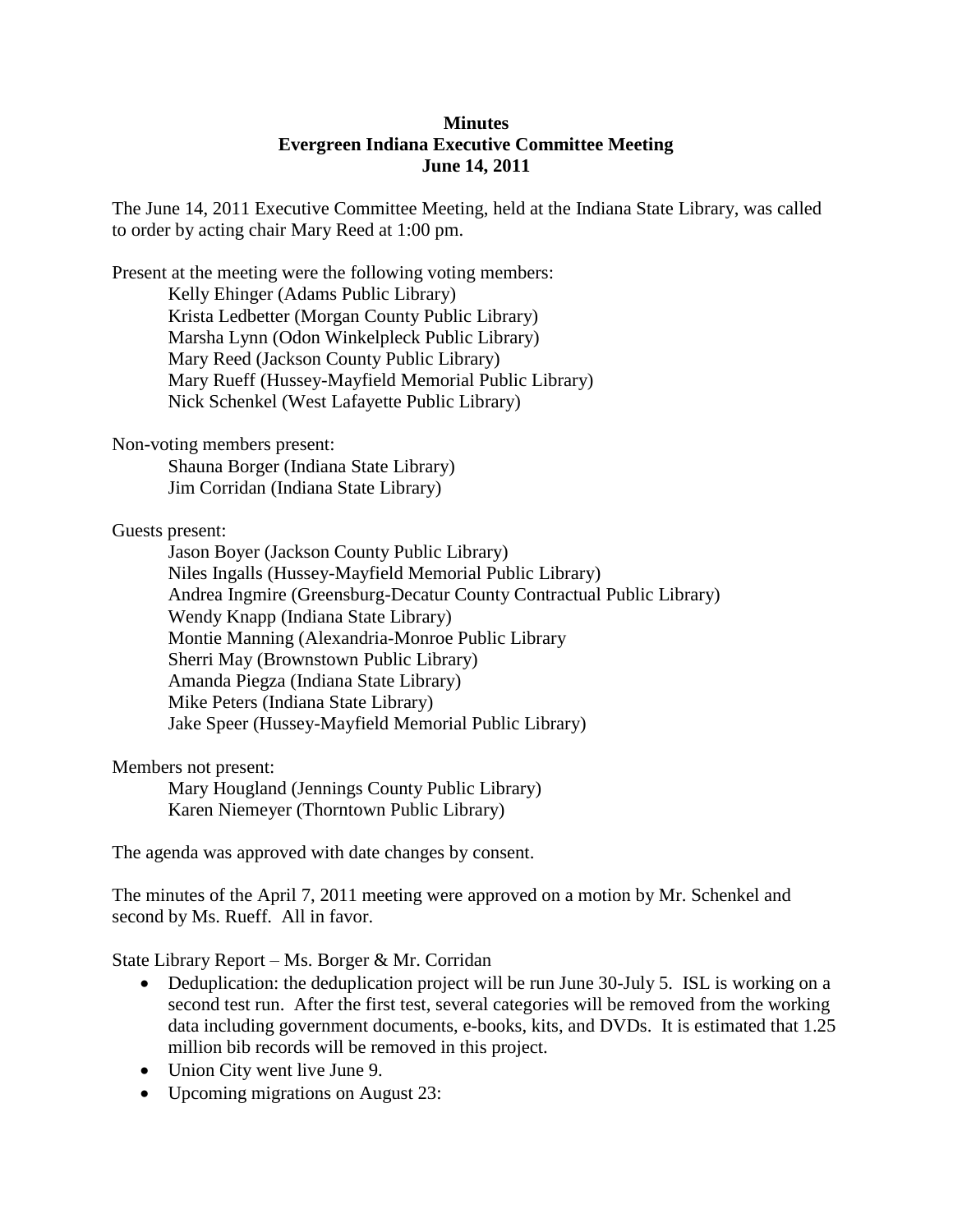**Minutes**
**Evergreen Indiana Executive Committee Meeting**
**June 14, 2011**

The June 14, 2011 Executive Committee Meeting, held at the Indiana State Library, was called to order by acting chair Mary Reed at 1:00 pm.

Present at the meeting were the following voting members:

Kelly Ehinger (Adams Public Library)
Krista Ledbetter (Morgan County Public Library)
Marsha Lynn (Odon Winkelpleck Public Library)
Mary Reed (Jackson County Public Library)
Mary Rueff (Hussey-Mayfield Memorial Public Library)
Nick Schenkel (West Lafayette Public Library)

Non-voting members present:

Shauna Borger (Indiana State Library)
Jim Corridan (Indiana State Library)

Guests present:

Jason Boyer (Jackson County Public Library)
Niles Ingalls (Hussey-Mayfield Memorial Public Library)
Andrea Ingmire (Greensburg-Decatur County Contractual Public Library)
Wendy Knapp (Indiana State Library)
Montie Manning (Alexandria-Monroe Public Library
Sherri May (Brownstown Public Library)
Amanda Piegza (Indiana State Library)
Mike Peters (Indiana State Library)
Jake Speer (Hussey-Mayfield Memorial Public Library)

Members not present:

Mary Hougland (Jennings County Public Library)
Karen Niemeyer (Thorntown Public Library)

The agenda was approved with date changes by consent.

The minutes of the April 7, 2011 meeting were approved on a motion by Mr. Schenkel and second by Ms. Rueff. All in favor.

State Library Report – Ms. Borger & Mr. Corridan

- Deduplication: the deduplication project will be run June 30-July 5. ISL is working on a second test run. After the first test, several categories will be removed from the working data including government documents, e-books, kits, and DVDs. It is estimated that 1.25 million bib records will be removed in this project.
- Union City went live June 9.
- Upcoming migrations on August 23: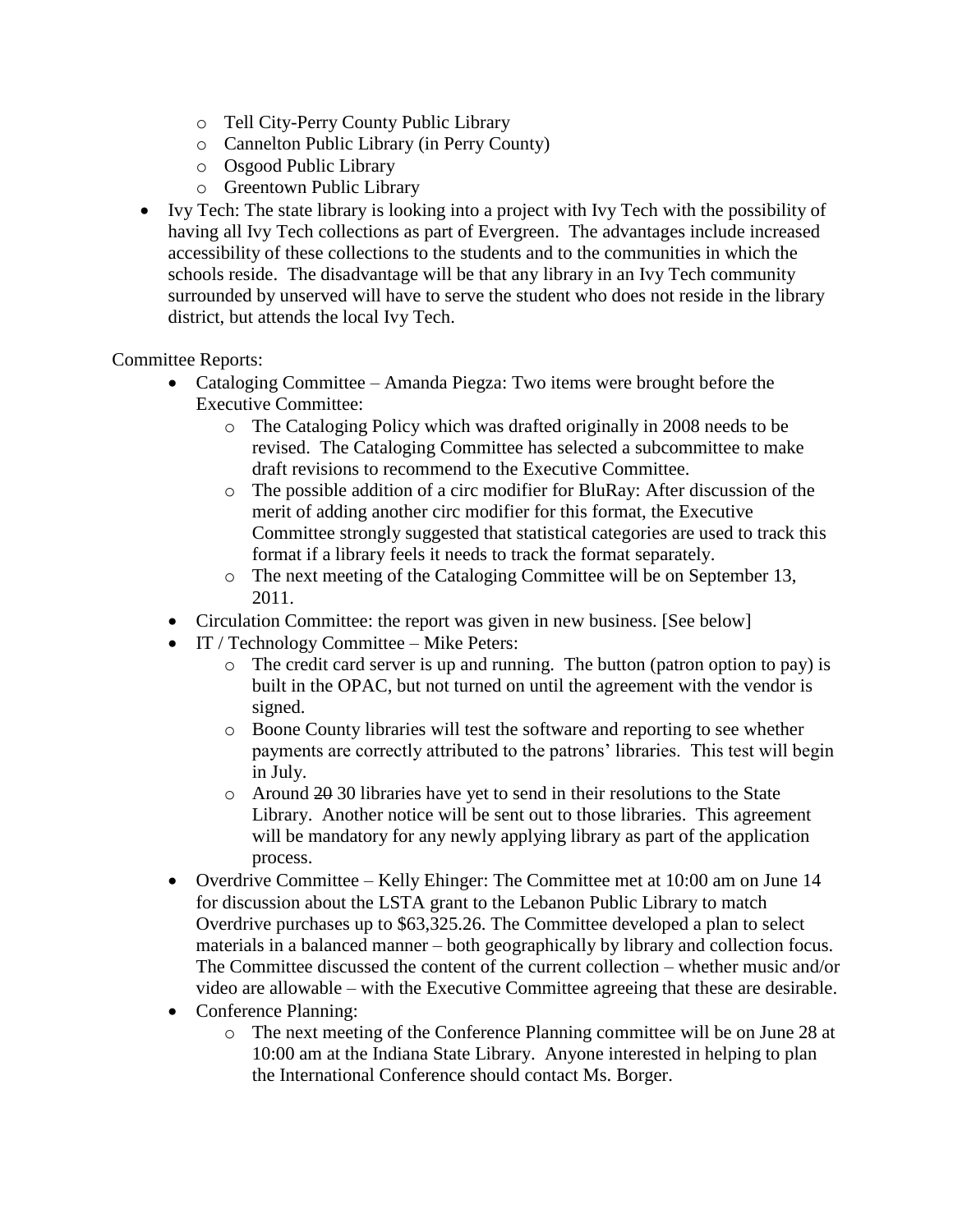- Tell City-Perry County Public Library
  - Cannelton Public Library (in Perry County)
  - Osgood Public Library
  - Greentown Public Library
- Ivy Tech: The state library is looking into a project with Ivy Tech with the possibility of having all Ivy Tech collections as part of Evergreen. The advantages include increased accessibility of these collections to the students and to the communities in which the schools reside. The disadvantage will be that any library in an Ivy Tech community surrounded by unserved will have to serve the student who does not reside in the library district, but attends the local Ivy Tech.

Committee Reports:

- Cataloging Committee – Amanda Piegza: Two items were brought before the Executive Committee:
  - The Cataloging Policy which was drafted originally in 2008 needs to be revised. The Cataloging Committee has selected a subcommittee to make draft revisions to recommend to the Executive Committee.
  - The possible addition of a circ modifier for BluRay: After discussion of the merit of adding another circ modifier for this format, the Executive Committee strongly suggested that statistical categories are used to track this format if a library feels it needs to track the format separately.
  - The next meeting of the Cataloging Committee will be on September 13, 2011.
- Circulation Committee: the report was given in new business. [See below]
- IT / Technology Committee – Mike Peters:
  - The credit card server is up and running. The button (patron option to pay) is built in the OPAC, but not turned on until the agreement with the vendor is signed.
  - Boone County libraries will test the software and reporting to see whether payments are correctly attributed to the patrons' libraries. This test will begin in July.
  - Around ~~20~~ 30 libraries have yet to send in their resolutions to the State Library. Another notice will be sent out to those libraries. This agreement will be mandatory for any newly applying library as part of the application process.
- Overdrive Committee – Kelly Ehinger: The Committee met at 10:00 am on June 14 for discussion about the LSTA grant to the Lebanon Public Library to match Overdrive purchases up to $63,325.26. The Committee developed a plan to select materials in a balanced manner – both geographically by library and collection focus. The Committee discussed the content of the current collection – whether music and/or video are allowable – with the Executive Committee agreeing that these are desirable.
- Conference Planning:
  - The next meeting of the Conference Planning committee will be on June 28 at 10:00 am at the Indiana State Library. Anyone interested in helping to plan the International Conference should contact Ms. Borger.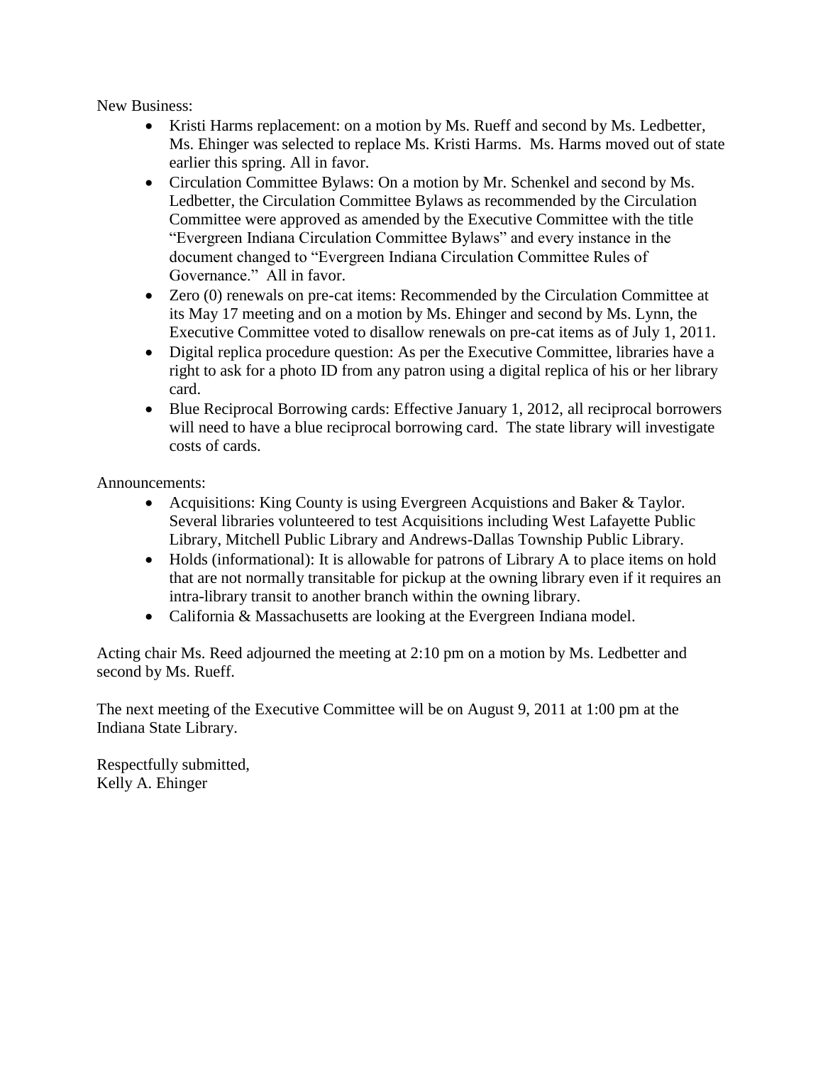New Business:

- Kristi Harms replacement: on a motion by Ms. Rueff and second by Ms. Ledbetter, Ms. Ehinger was selected to replace Ms. Kristi Harms. Ms. Harms moved out of state earlier this spring. All in favor.
- Circulation Committee Bylaws: On a motion by Mr. Schenkel and second by Ms. Ledbetter, the Circulation Committee Bylaws as recommended by the Circulation Committee were approved as amended by the Executive Committee with the title "Evergreen Indiana Circulation Committee Bylaws" and every instance in the document changed to "Evergreen Indiana Circulation Committee Rules of Governance." All in favor.
- Zero (0) renewals on pre-cat items: Recommended by the Circulation Committee at its May 17 meeting and on a motion by Ms. Ehinger and second by Ms. Lynn, the Executive Committee voted to disallow renewals on pre-cat items as of July 1, 2011.
- Digital replica procedure question: As per the Executive Committee, libraries have a right to ask for a photo ID from any patron using a digital replica of his or her library card.
- Blue Reciprocal Borrowing cards: Effective January 1, 2012, all reciprocal borrowers will need to have a blue reciprocal borrowing card. The state library will investigate costs of cards.

Announcements:

- Acquisitions: King County is using Evergreen Acquistions and Baker & Taylor. Several libraries volunteered to test Acquisitions including West Lafayette Public Library, Mitchell Public Library and Andrews-Dallas Township Public Library.
- Holds (informational): It is allowable for patrons of Library A to place items on hold that are not normally transitable for pickup at the owning library even if it requires an intra-library transit to another branch within the owning library.
- California & Massachusetts are looking at the Evergreen Indiana model.

Acting chair Ms. Reed adjourned the meeting at 2:10 pm on a motion by Ms. Ledbetter and second by Ms. Rueff.

The next meeting of the Executive Committee will be on August 9, 2011 at 1:00 pm at the Indiana State Library.

Respectfully submitted,
Kelly A. Ehinger